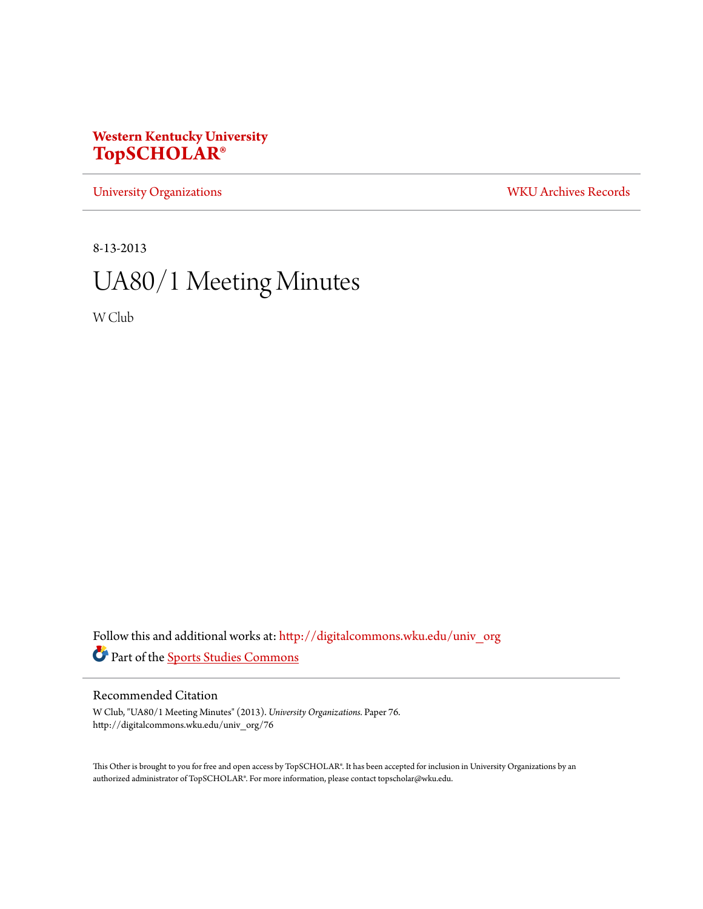# Western Kentucky University
# TopSCHOLAR®

University Organizations | WKU Archives Records

8-13-2013

# UA80/1 Meeting Minutes

W Club

Follow this and additional works at: http://digitalcommons.wku.edu/univ_org

Part of the Sports Studies Commons

## Recommended Citation

W Club, "UA80/1 Meeting Minutes" (2013). *University Organizations.* Paper 76.
http://digitalcommons.wku.edu/univ_org/76

This Other is brought to you for free and open access by TopSCHOLAR®. It has been accepted for inclusion in University Organizations by an authorized administrator of TopSCHOLAR®. For more information, please contact topscholar@wku.edu.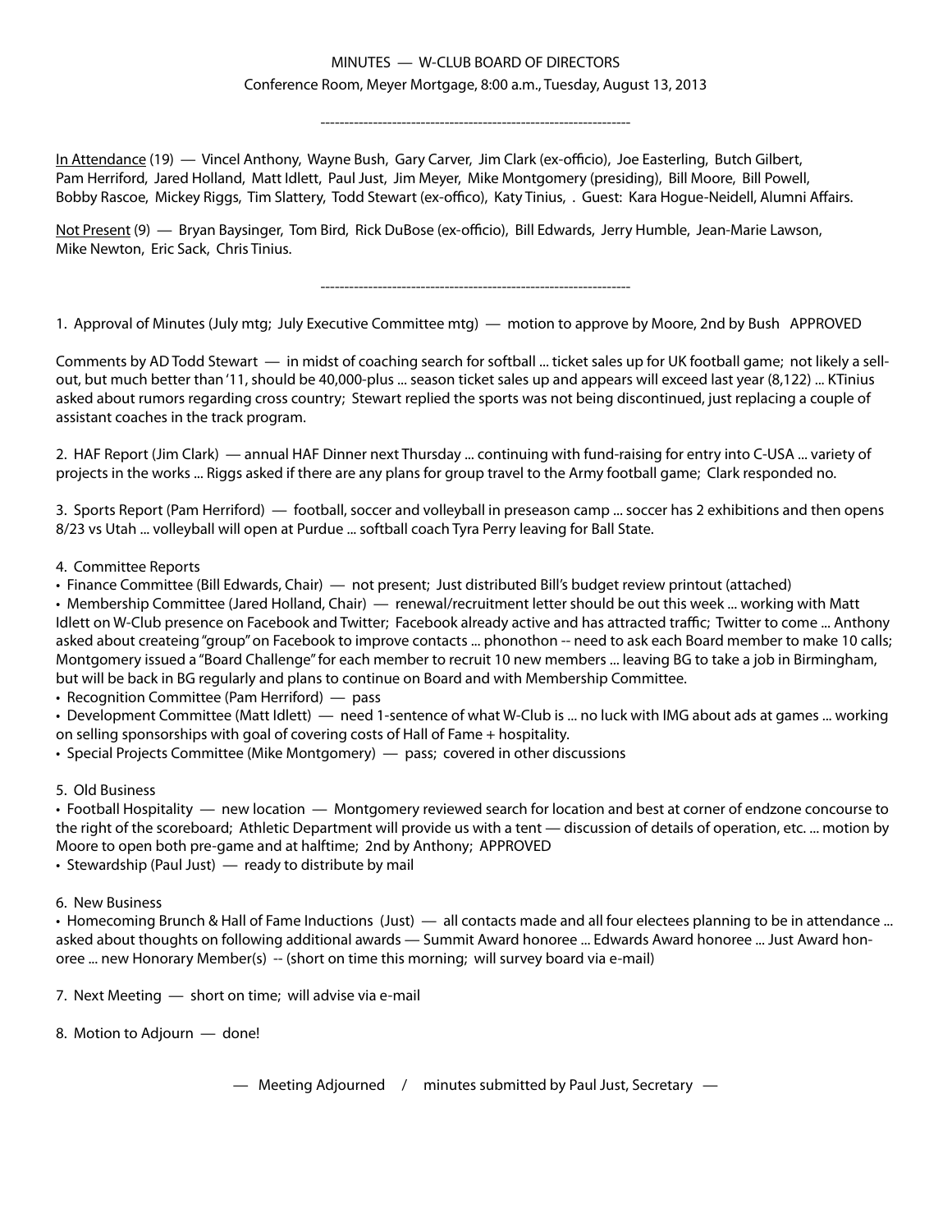MINUTES — W-CLUB BOARD OF DIRECTORS

Conference Room, Meyer Mortgage, 8:00 a.m., Tuesday, August 13, 2013

-----------------------------------------------------------------

In Attendance (19) — Vincel Anthony, Wayne Bush, Gary Carver, Jim Clark (ex-officio), Joe Easterling, Butch Gilbert, Pam Herriford, Jared Holland, Matt Idlett, Paul Just, Jim Meyer, Mike Montgomery (presiding), Bill Moore, Bill Powell, Bobby Rascoe, Mickey Riggs, Tim Slattery, Todd Stewart (ex-offico), Katy Tinius, . Guest: Kara Hogue-Neidell, Alumni Affairs.

Not Present (9) — Bryan Baysinger, Tom Bird, Rick DuBose (ex-officio), Bill Edwards, Jerry Humble, Jean-Marie Lawson, Mike Newton, Eric Sack, Chris Tinius.

-----------------------------------------------------------------

1. Approval of Minutes (July mtg; July Executive Committee mtg) — motion to approve by Moore, 2nd by Bush APPROVED

Comments by AD Todd Stewart — in midst of coaching search for softball ... ticket sales up for UK football game; not likely a sell-out, but much better than '11, should be 40,000-plus ... season ticket sales up and appears will exceed last year (8,122) ... KTinius asked about rumors regarding cross country; Stewart replied the sports was not being discontinued, just replacing a couple of assistant coaches in the track program.

2. HAF Report (Jim Clark) — annual HAF Dinner next Thursday ... continuing with fund-raising for entry into C-USA ... variety of projects in the works ... Riggs asked if there are any plans for group travel to the Army football game; Clark responded no.

3. Sports Report (Pam Herriford) — football, soccer and volleyball in preseason camp ... soccer has 2 exhibitions and then opens 8/23 vs Utah ... volleyball will open at Purdue ... softball coach Tyra Perry leaving for Ball State.

4. Committee Reports

- Finance Committee (Bill Edwards, Chair) — not present; Just distributed Bill's budget review printout (attached)
- Membership Committee (Jared Holland, Chair) — renewal/recruitment letter should be out this week ... working with Matt Idlett on W-Club presence on Facebook and Twitter; Facebook already active and has attracted traffic; Twitter to come ... Anthony asked about createing "group" on Facebook to improve contacts ... phonothon -- need to ask each Board member to make 10 calls; Montgomery issued a "Board Challenge" for each member to recruit 10 new members ... leaving BG to take a job in Birmingham, but will be back in BG regularly and plans to continue on Board and with Membership Committee.
- Recognition Committee (Pam Herriford) — pass
- Development Committee (Matt Idlett) — need 1-sentence of what W-Club is ... no luck with IMG about ads at games ... working on selling sponsorships with goal of covering costs of Hall of Fame + hospitality.
- Special Projects Committee (Mike Montgomery) — pass; covered in other discussions

5. Old Business

- Football Hospitality — new location — Montgomery reviewed search for location and best at corner of endzone concourse to the right of the scoreboard; Athletic Department will provide us with a tent — discussion of details of operation, etc. ... motion by Moore to open both pre-game and at halftime; 2nd by Anthony; APPROVED
- Stewardship (Paul Just) — ready to distribute by mail

6. New Business

- Homecoming Brunch & Hall of Fame Inductions (Just) — all contacts made and all four electees planning to be in attendance ... asked about thoughts on following additional awards — Summit Award honoree ... Edwards Award honoree ... Just Award honoree ... new Honorary Member(s) -- (short on time this morning; will survey board via e-mail)

7. Next Meeting — short on time; will advise via e-mail

8. Motion to Adjourn — done!

— Meeting Adjourned / minutes submitted by Paul Just, Secretary —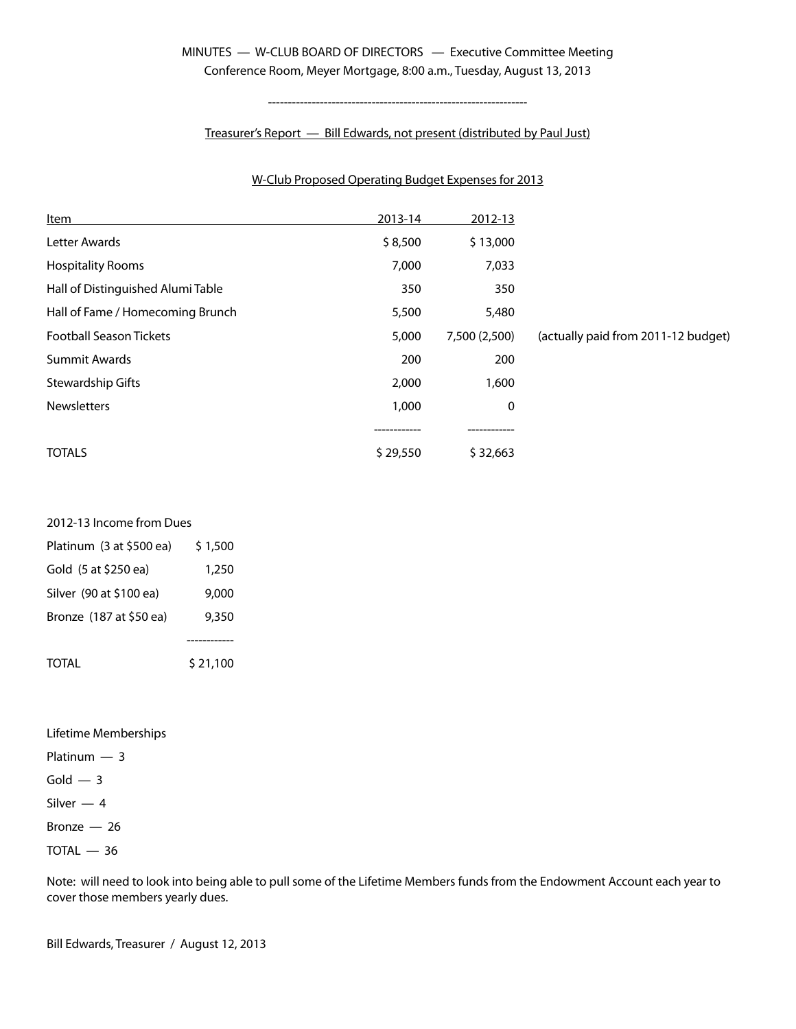MINUTES — W-CLUB BOARD OF DIRECTORS — Executive Committee Meeting
Conference Room, Meyer Mortgage, 8:00 a.m., Tuesday, August 13, 2013

-----------------------------------------------------------------

Treasurer's Report — Bill Edwards, not present (distributed by Paul Just)

W-Club Proposed Operating Budget Expenses for 2013

| Item | 2013-14 | 2012-13 | |
|---|---|---|---|
| Letter Awards | $ 8,500 | $ 13,000 | |
| Hospitality Rooms | 7,000 | 7,033 | |
| Hall of Distinguished Alumi Table | 350 | 350 | |
| Hall of Fame / Homecoming Brunch | 5,500 | 5,480 | |
| Football Season Tickets | 5,000 | 7,500 (2,500) | (actually paid from 2011-12 budget) |
| Summit Awards | 200 | 200 | |
| Stewardship Gifts | 2,000 | 1,600 | |
| Newsletters | 1,000 | 0 | |
| | ------------ | ------------ | |
| TOTALS | $ 29,550 | $ 32,663 | |

2012-13 Income from Dues

| | |
|---|---|
| Platinum (3 at $500 ea) | $ 1,500 |
| Gold (5 at $250 ea) | 1,250 |
| Silver (90 at $100 ea) | 9,000 |
| Bronze (187 at $50 ea) | 9,350 |
| | ------------ |
| TOTAL | $ 21,100 |

Lifetime Memberships

Platinum — 3

Gold — 3

Silver — 4

Bronze — 26

TOTAL — 36

Note: will need to look into being able to pull some of the Lifetime Members funds from the Endowment Account each year to cover those members yearly dues.

Bill Edwards, Treasurer / August 12, 2013